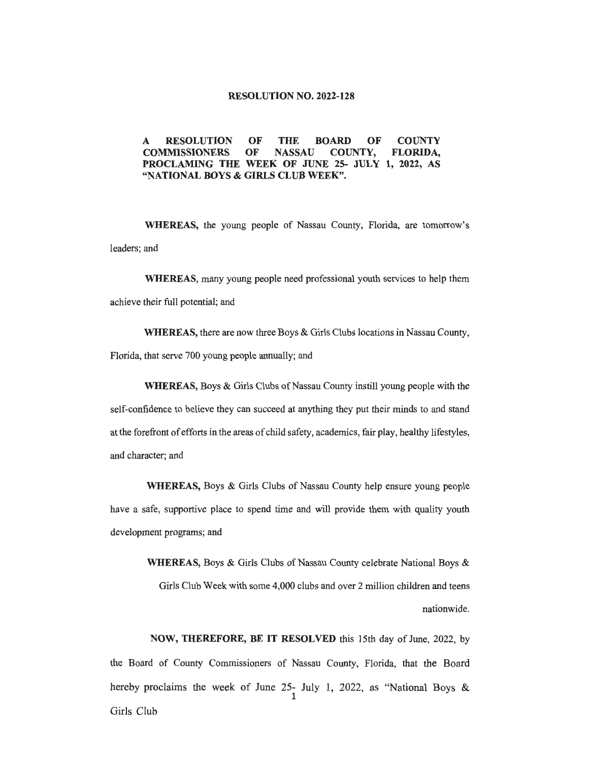**RESOLUTION NO. 2022-128**

**A RESOLUTION OF THE BOARD OF COUNTY COMMISSIONERS OF NASSAU COUNTY, FLORIDA, PROCLAMING THE WEEK OF JUNE 25- JULY 1, 2022, AS "NATIONAL BOYS & GIRLS CLUB WEEK".**

**WHEREAS,** the young people of Nassau County, Florida, are tomorrow's leaders; and

**WHEREAS**, many young people need professional youth services to help them achieve their full potential; and

**WHEREAS,** there are now three Boys & Girls Clubs locations in Nassau County, Florida, that serve 700 young people annually; and

**WHEREAS,** Boys & Girls Clubs of Nassau County instill young people with the self-confidence to believe they can succeed at anything they put their minds to and stand at the forefront of efforts in the areas of child safety, academics, fair play, healthy lifestyles, and character; and

**WHEREAS,** Boys & Girls Clubs of Nassau County help ensure young people have a safe, supportive place to spend time and will provide them with quality youth development programs; and

**WHEREAS,** Boys & Girls Clubs of Nassau County celebrate National Boys & Girls Club Week with some 4,000 clubs and over 2 million children and teens nationwide.

**NOW, THEREFORE, BE IT RESOLVED** this 15th day of June, 2022, by the Board of County Commissioners of Nassau County, Florida, that the Board hereby proclaims the week of June 25- July 1, 2022, as "National Boys & Girls Club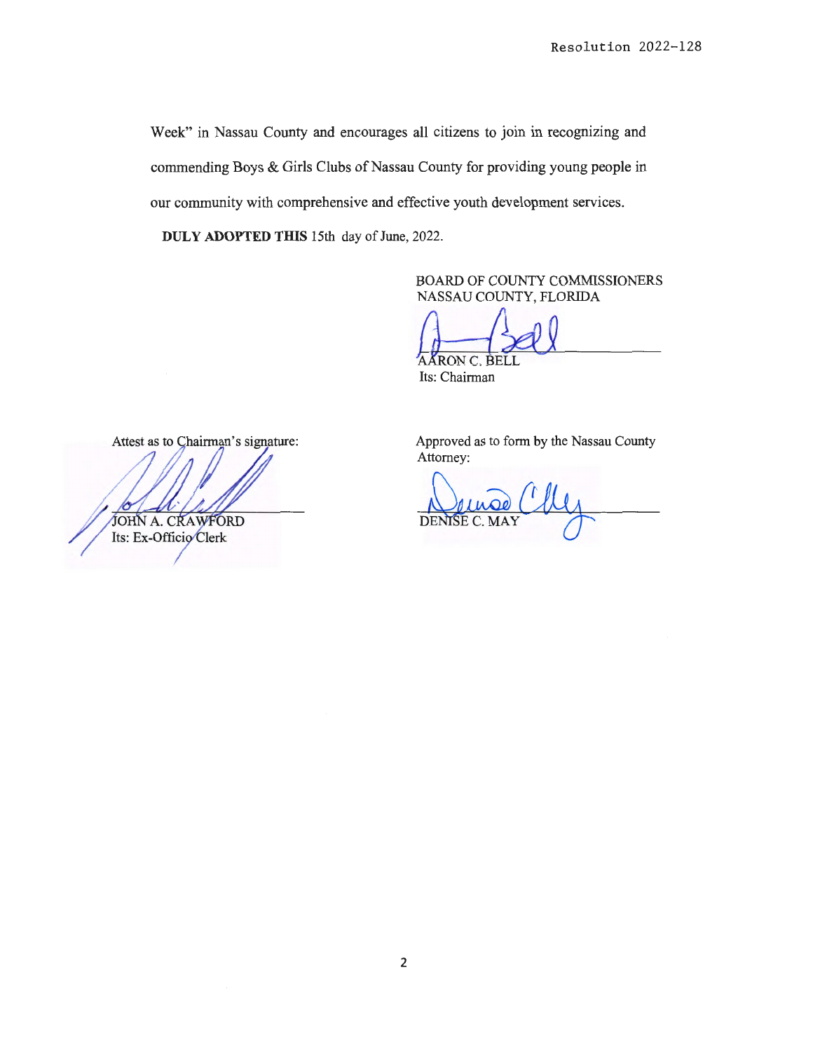Week" in Nassau County and encourages all citizens to join in recognizing and commending Boys & Girls Clubs of Nassau County for providing young people in our community with comprehensive and effective youth development services.

**DULY ADOPTED THIS** 15th day of June, 2022.

BOARD OF COUNTY COMMISSIONERS
NASSAU COUNTY, FLORIDA

AARON C. BELL
Its: Chairman

Attest as to Chairman's signature:

JOHN A. CRAWFORD
Its: Ex-Officio Clerk

Approved as to form by the Nassau County Attorney:

DENISE C. MAY